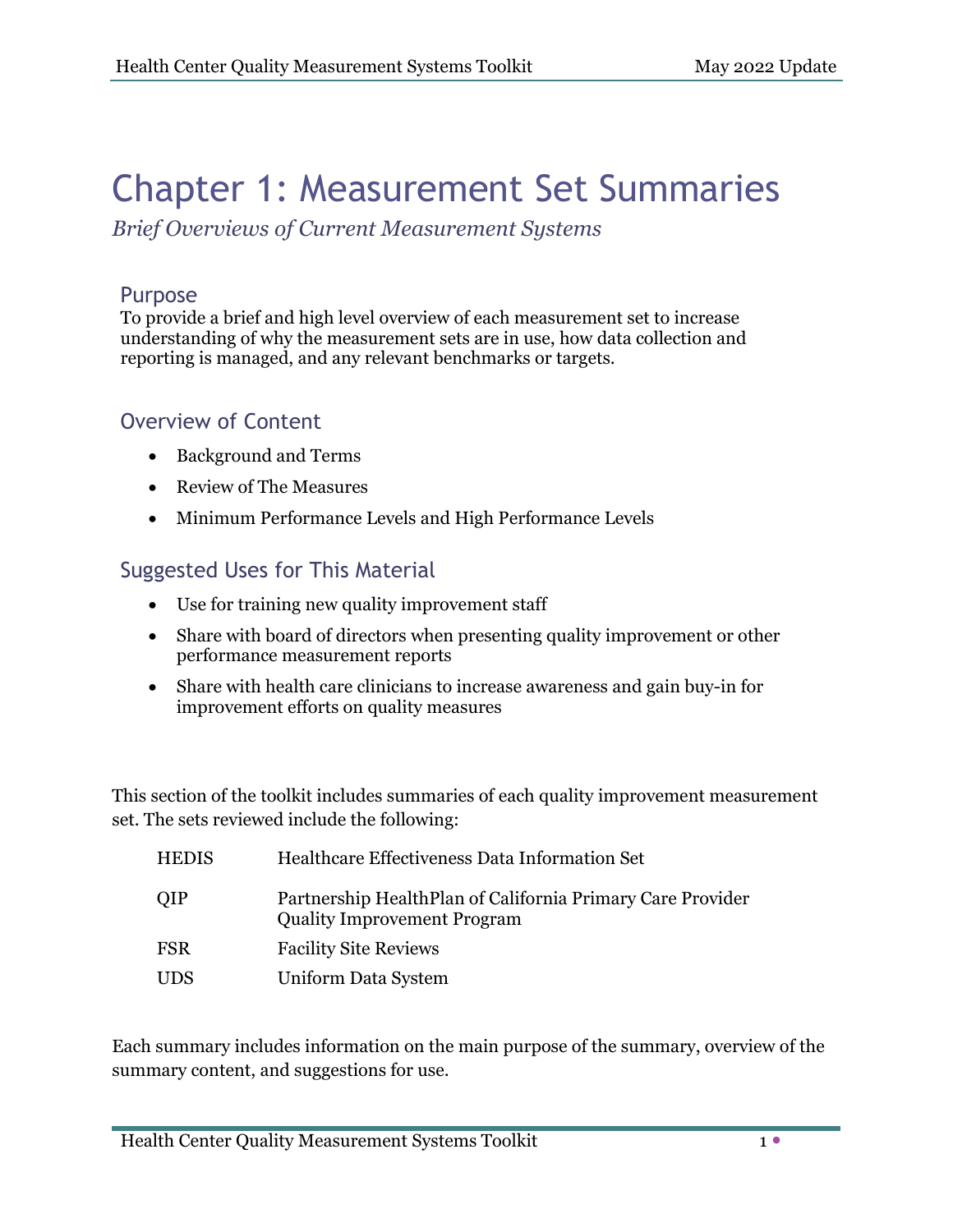# Chapter 1: Measurement Set Summaries

*Brief Overviews of Current Measurement Systems*

## Purpose

To provide a brief and high level overview of each measurement set to increase understanding of why the measurement sets are in use, how data collection and reporting is managed, and any relevant benchmarks or targets.

## Overview of Content

- Background and Terms
- Review of The Measures
- Minimum Performance Levels and High Performance Levels

## Suggested Uses for This Material

- Use for training new quality improvement staff
- Share with board of directors when presenting quality improvement or other performance measurement reports
- Share with health care clinicians to increase awareness and gain buy-in for improvement efforts on quality measures

This section of the toolkit includes summaries of each quality improvement measurement set. The sets reviewed include the following:

| | |
|---|---|
| HEDIS | Healthcare Effectiveness Data Information Set |
| QIP | Partnership HealthPlan of California Primary Care Provider Quality Improvement Program |
| FSR | Facility Site Reviews |
| UDS | Uniform Data System |

Each summary includes information on the main purpose of the summary, overview of the summary content, and suggestions for use.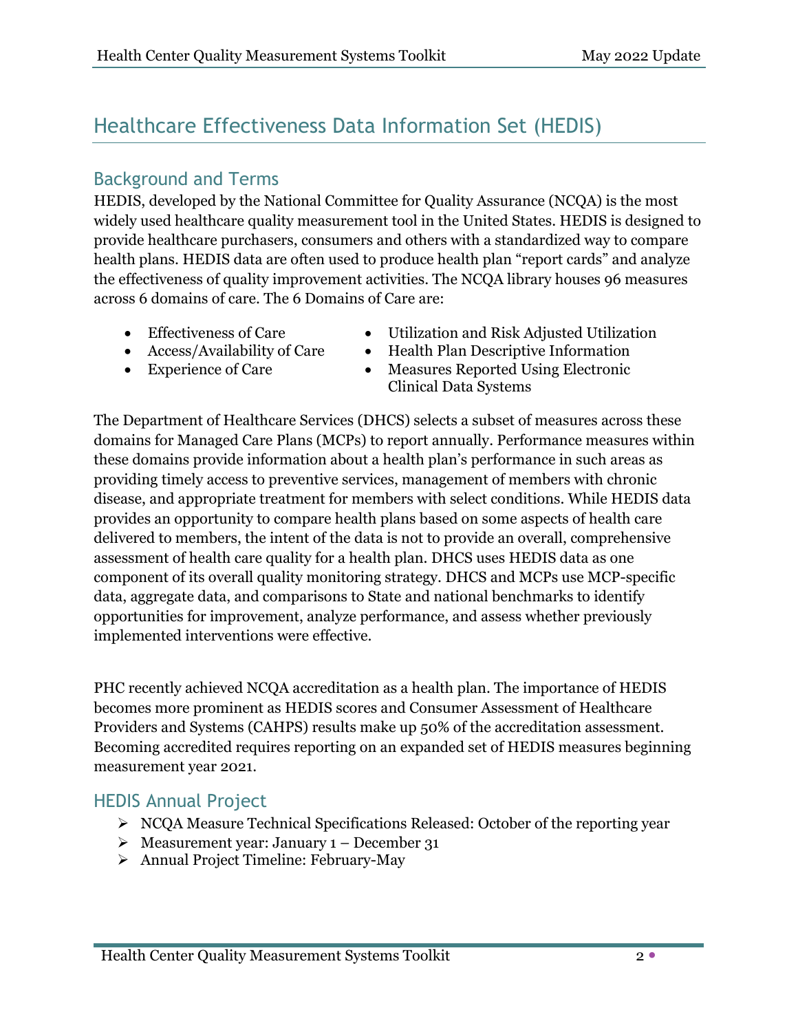# Healthcare Effectiveness Data Information Set (HEDIS)

## Background and Terms

HEDIS, developed by the National Committee for Quality Assurance (NCQA) is the most widely used healthcare quality measurement tool in the United States. HEDIS is designed to provide healthcare purchasers, consumers and others with a standardized way to compare health plans. HEDIS data are often used to produce health plan "report cards" and analyze the effectiveness of quality improvement activities. The NCQA library houses 96 measures across 6 domains of care. The 6 Domains of Care are:

- Effectiveness of Care
- Access/Availability of Care
- Experience of Care
- Utilization and Risk Adjusted Utilization
- Health Plan Descriptive Information
- Measures Reported Using Electronic Clinical Data Systems

The Department of Healthcare Services (DHCS) selects a subset of measures across these domains for Managed Care Plans (MCPs) to report annually. Performance measures within these domains provide information about a health plan's performance in such areas as providing timely access to preventive services, management of members with chronic disease, and appropriate treatment for members with select conditions. While HEDIS data provides an opportunity to compare health plans based on some aspects of health care delivered to members, the intent of the data is not to provide an overall, comprehensive assessment of health care quality for a health plan. DHCS uses HEDIS data as one component of its overall quality monitoring strategy. DHCS and MCPs use MCP-specific data, aggregate data, and comparisons to State and national benchmarks to identify opportunities for improvement, analyze performance, and assess whether previously implemented interventions were effective.

PHC recently achieved NCQA accreditation as a health plan. The importance of HEDIS becomes more prominent as HEDIS scores and Consumer Assessment of Healthcare Providers and Systems (CAHPS) results make up 50% of the accreditation assessment. Becoming accredited requires reporting on an expanded set of HEDIS measures beginning measurement year 2021.

## HEDIS Annual Project

- NCQA Measure Technical Specifications Released: October of the reporting year
- Measurement year: January 1 – December 31
- Annual Project Timeline: February-May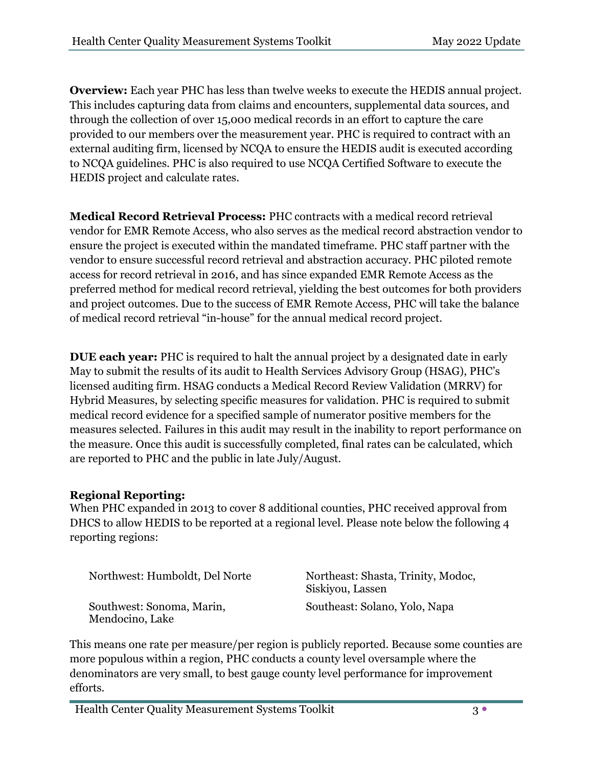**Overview:** Each year PHC has less than twelve weeks to execute the HEDIS annual project. This includes capturing data from claims and encounters, supplemental data sources, and through the collection of over 15,000 medical records in an effort to capture the care provided to our members over the measurement year. PHC is required to contract with an external auditing firm, licensed by NCQA to ensure the HEDIS audit is executed according to NCQA guidelines. PHC is also required to use NCQA Certified Software to execute the HEDIS project and calculate rates.

**Medical Record Retrieval Process:** PHC contracts with a medical record retrieval vendor for EMR Remote Access, who also serves as the medical record abstraction vendor to ensure the project is executed within the mandated timeframe. PHC staff partner with the vendor to ensure successful record retrieval and abstraction accuracy. PHC piloted remote access for record retrieval in 2016, and has since expanded EMR Remote Access as the preferred method for medical record retrieval, yielding the best outcomes for both providers and project outcomes. Due to the success of EMR Remote Access, PHC will take the balance of medical record retrieval "in-house" for the annual medical record project.

**DUE each year:** PHC is required to halt the annual project by a designated date in early May to submit the results of its audit to Health Services Advisory Group (HSAG), PHC's licensed auditing firm. HSAG conducts a Medical Record Review Validation (MRRV) for Hybrid Measures, by selecting specific measures for validation. PHC is required to submit medical record evidence for a specified sample of numerator positive members for the measures selected. Failures in this audit may result in the inability to report performance on the measure. Once this audit is successfully completed, final rates can be calculated, which are reported to PHC and the public in late July/August.

**Regional Reporting:**
When PHC expanded in 2013 to cover 8 additional counties, PHC received approval from DHCS to allow HEDIS to be reported at a regional level. Please note below the following 4 reporting regions:

Northwest: Humboldt, Del Norte

Northeast: Shasta, Trinity, Modoc, Siskiyou, Lassen

Southwest: Sonoma, Marin, Mendocino, Lake

Southeast: Solano, Yolo, Napa

This means one rate per measure/per region is publicly reported. Because some counties are more populous within a region, PHC conducts a county level oversample where the denominators are very small, to best gauge county level performance for improvement efforts.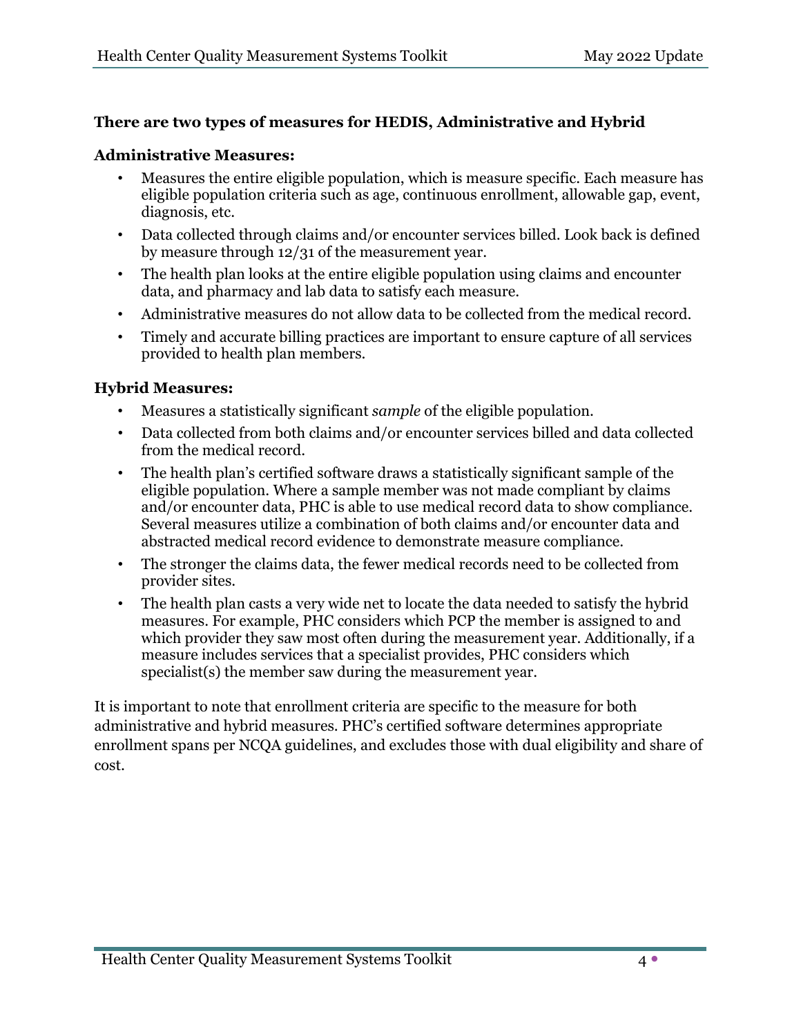**There are two types of measures for HEDIS, Administrative and Hybrid**

**Administrative Measures:**

- Measures the entire eligible population, which is measure specific. Each measure has eligible population criteria such as age, continuous enrollment, allowable gap, event, diagnosis, etc.
- Data collected through claims and/or encounter services billed. Look back is defined by measure through 12/31 of the measurement year.
- The health plan looks at the entire eligible population using claims and encounter data, and pharmacy and lab data to satisfy each measure.
- Administrative measures do not allow data to be collected from the medical record.
- Timely and accurate billing practices are important to ensure capture of all services provided to health plan members.

**Hybrid Measures:**

- Measures a statistically significant *sample* of the eligible population.
- Data collected from both claims and/or encounter services billed and data collected from the medical record.
- The health plan's certified software draws a statistically significant sample of the eligible population. Where a sample member was not made compliant by claims and/or encounter data, PHC is able to use medical record data to show compliance. Several measures utilize a combination of both claims and/or encounter data and abstracted medical record evidence to demonstrate measure compliance.
- The stronger the claims data, the fewer medical records need to be collected from provider sites.
- The health plan casts a very wide net to locate the data needed to satisfy the hybrid measures. For example, PHC considers which PCP the member is assigned to and which provider they saw most often during the measurement year. Additionally, if a measure includes services that a specialist provides, PHC considers which specialist(s) the member saw during the measurement year.

It is important to note that enrollment criteria are specific to the measure for both administrative and hybrid measures. PHC's certified software determines appropriate enrollment spans per NCQA guidelines, and excludes those with dual eligibility and share of cost.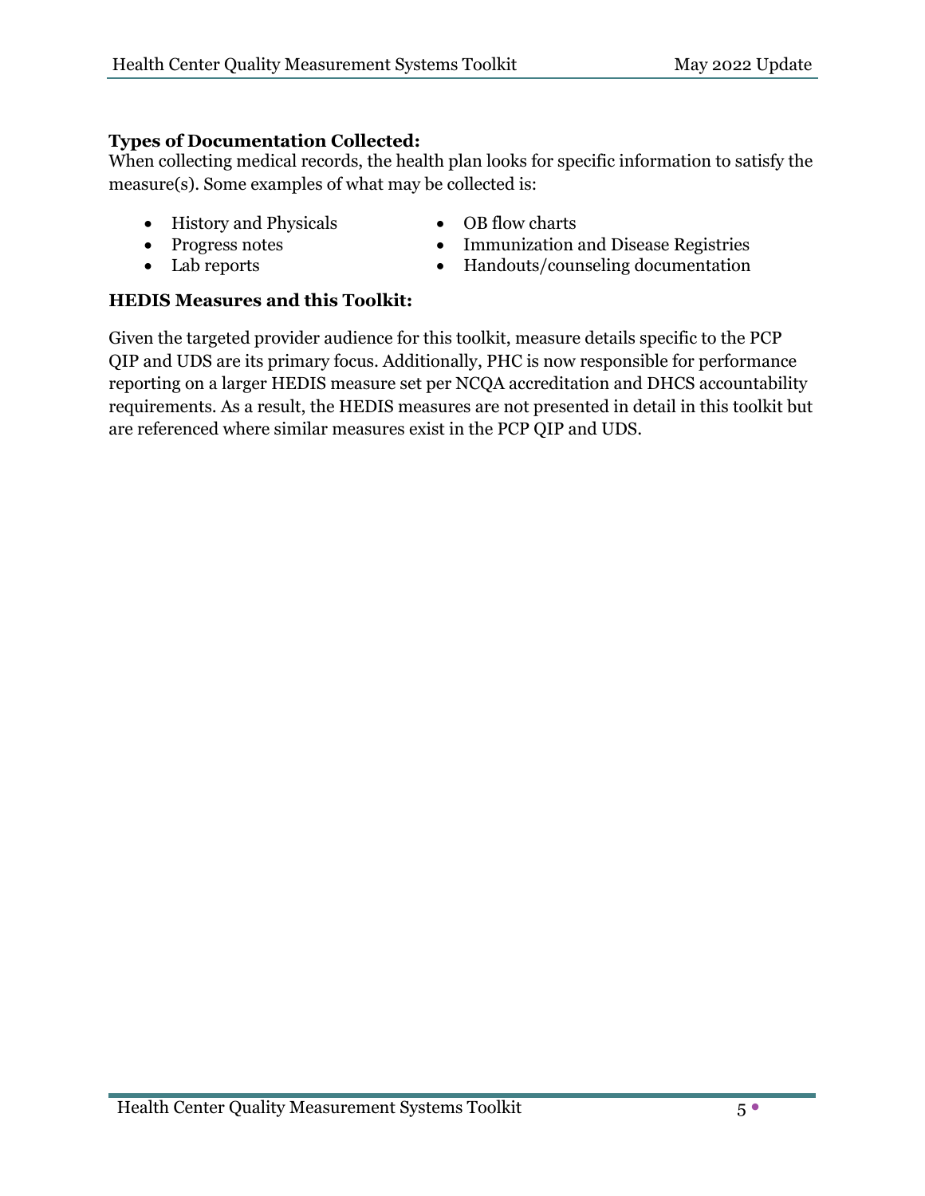**Types of Documentation Collected:**
When collecting medical records, the health plan looks for specific information to satisfy the measure(s). Some examples of what may be collected is:

- History and Physicals
- Progress notes
- Lab reports
- OB flow charts
- Immunization and Disease Registries
- Handouts/counseling documentation

**HEDIS Measures and this Toolkit:**

Given the targeted provider audience for this toolkit, measure details specific to the PCP QIP and UDS are its primary focus. Additionally, PHC is now responsible for performance reporting on a larger HEDIS measure set per NCQA accreditation and DHCS accountability requirements. As a result, the HEDIS measures are not presented in detail in this toolkit but are referenced where similar measures exist in the PCP QIP and UDS.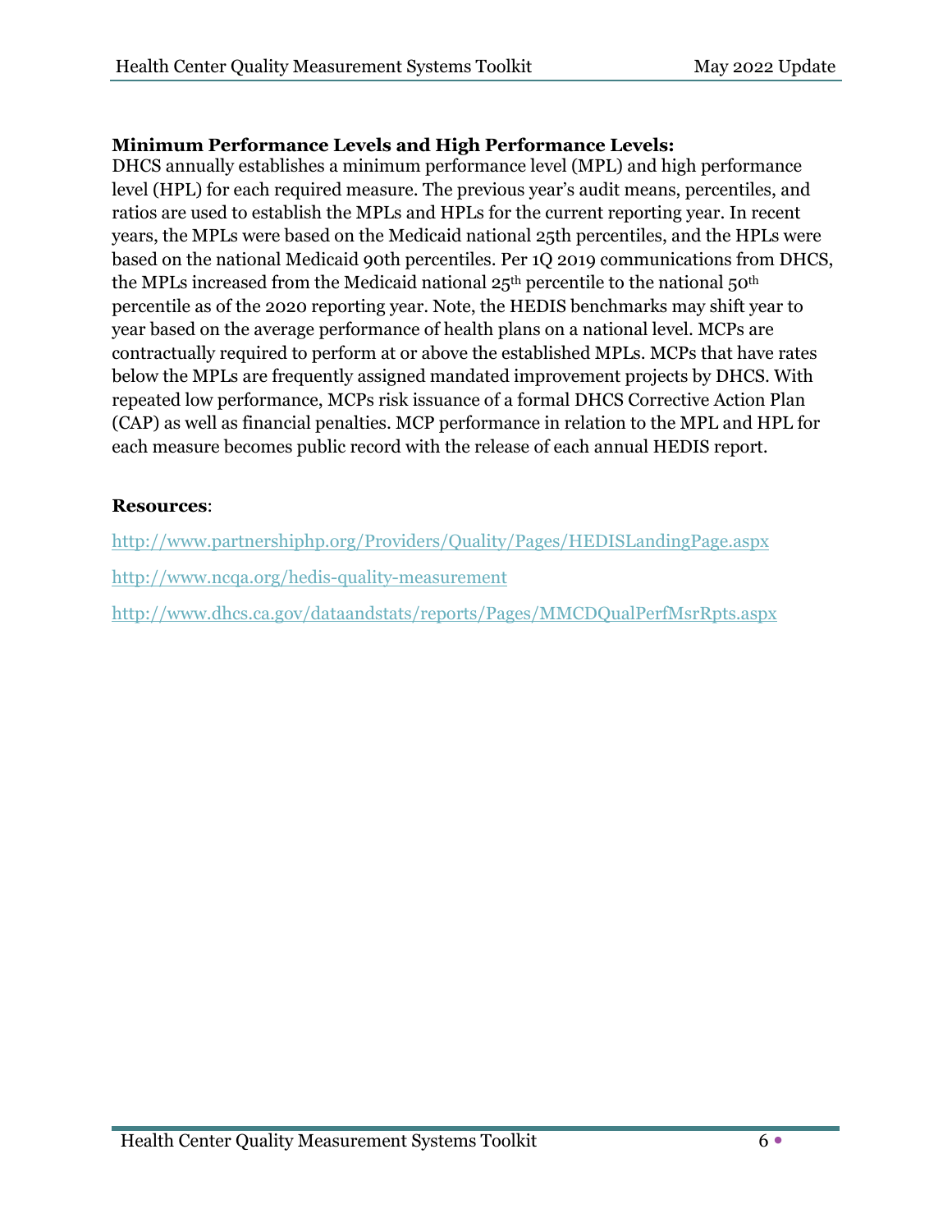**Minimum Performance Levels and High Performance Levels:**
DHCS annually establishes a minimum performance level (MPL) and high performance level (HPL) for each required measure. The previous year's audit means, percentiles, and ratios are used to establish the MPLs and HPLs for the current reporting year. In recent years, the MPLs were based on the Medicaid national 25th percentiles, and the HPLs were based on the national Medicaid 90th percentiles. Per 1Q 2019 communications from DHCS, the MPLs increased from the Medicaid national 25th percentile to the national 50th percentile as of the 2020 reporting year. Note, the HEDIS benchmarks may shift year to year based on the average performance of health plans on a national level. MCPs are contractually required to perform at or above the established MPLs. MCPs that have rates below the MPLs are frequently assigned mandated improvement projects by DHCS. With repeated low performance, MCPs risk issuance of a formal DHCS Corrective Action Plan (CAP) as well as financial penalties. MCP performance in relation to the MPL and HPL for each measure becomes public record with the release of each annual HEDIS report.

**Resources**:

http://www.partnershiphp.org/Providers/Quality/Pages/HEDISLandingPage.aspx

http://www.ncqa.org/hedis-quality-measurement

http://www.dhcs.ca.gov/dataandstats/reports/Pages/MMCDQualPerfMsrRpts.aspx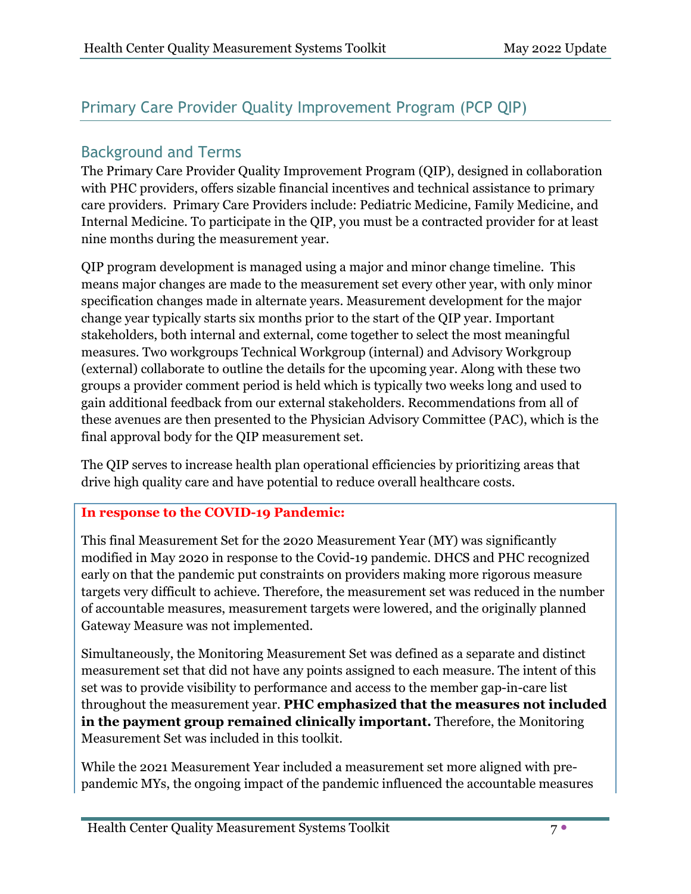## Primary Care Provider Quality Improvement Program (PCP QIP)

### Background and Terms

The Primary Care Provider Quality Improvement Program (QIP), designed in collaboration with PHC providers, offers sizable financial incentives and technical assistance to primary care providers. Primary Care Providers include: Pediatric Medicine, Family Medicine, and Internal Medicine. To participate in the QIP, you must be a contracted provider for at least nine months during the measurement year.

QIP program development is managed using a major and minor change timeline. This means major changes are made to the measurement set every other year, with only minor specification changes made in alternate years. Measurement development for the major change year typically starts six months prior to the start of the QIP year. Important stakeholders, both internal and external, come together to select the most meaningful measures. Two workgroups Technical Workgroup (internal) and Advisory Workgroup (external) collaborate to outline the details for the upcoming year. Along with these two groups a provider comment period is held which is typically two weeks long and used to gain additional feedback from our external stakeholders. Recommendations from all of these avenues are then presented to the Physician Advisory Committee (PAC), which is the final approval body for the QIP measurement set.

The QIP serves to increase health plan operational efficiencies by prioritizing areas that drive high quality care and have potential to reduce overall healthcare costs.

**In response to the COVID-19 Pandemic:**

This final Measurement Set for the 2020 Measurement Year (MY) was significantly modified in May 2020 in response to the Covid-19 pandemic. DHCS and PHC recognized early on that the pandemic put constraints on providers making more rigorous measure targets very difficult to achieve. Therefore, the measurement set was reduced in the number of accountable measures, measurement targets were lowered, and the originally planned Gateway Measure was not implemented.

Simultaneously, the Monitoring Measurement Set was defined as a separate and distinct measurement set that did not have any points assigned to each measure. The intent of this set was to provide visibility to performance and access to the member gap-in-care list throughout the measurement year. **PHC emphasized that the measures not included in the payment group remained clinically important.** Therefore, the Monitoring Measurement Set was included in this toolkit.

While the 2021 Measurement Year included a measurement set more aligned with pre-pandemic MYs, the ongoing impact of the pandemic influenced the accountable measures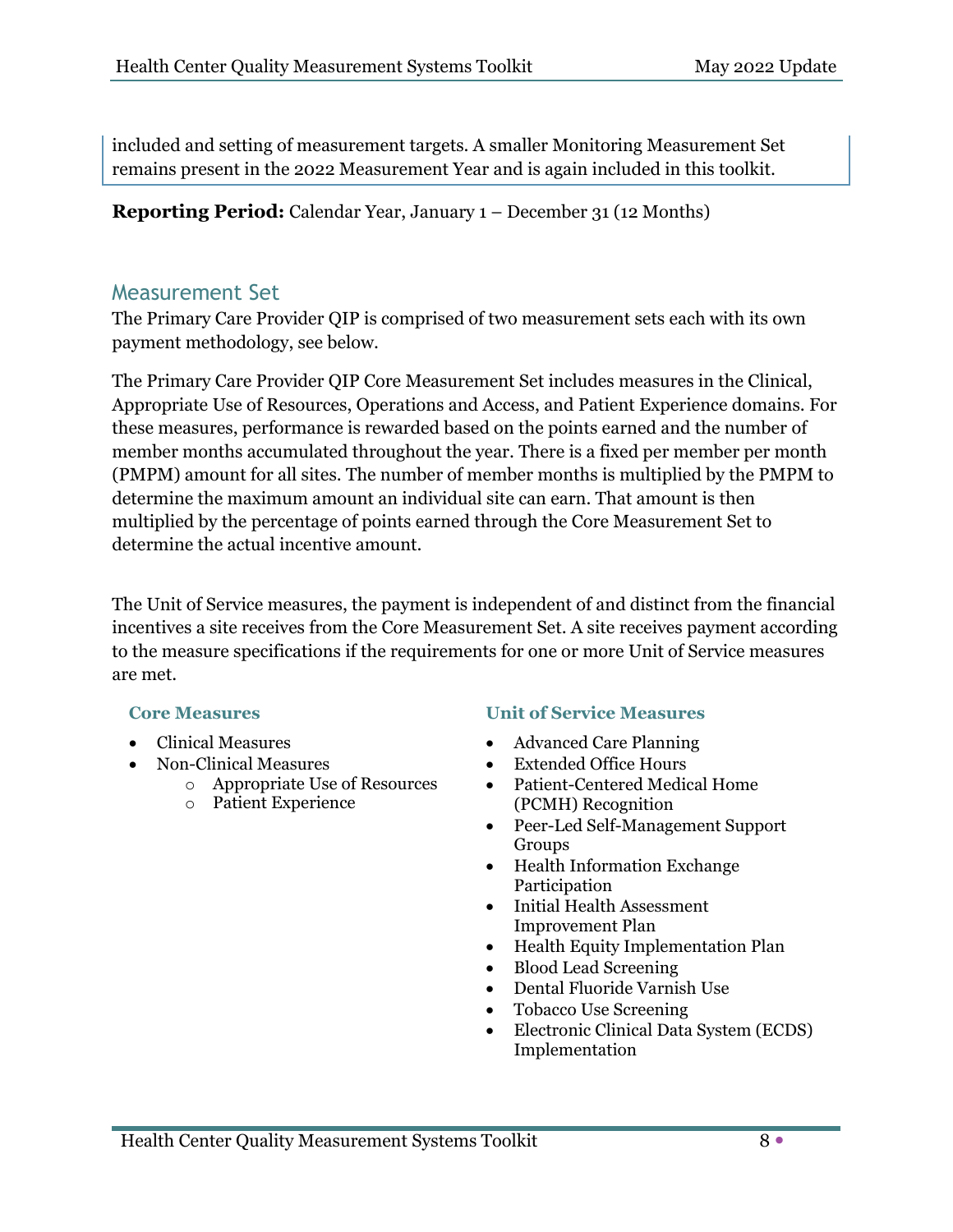included and setting of measurement targets. A smaller Monitoring Measurement Set remains present in the 2022 Measurement Year and is again included in this toolkit.

**Reporting Period:** Calendar Year, January 1 – December 31 (12 Months)

## Measurement Set

The Primary Care Provider QIP is comprised of two measurement sets each with its own payment methodology, see below.

The Primary Care Provider QIP Core Measurement Set includes measures in the Clinical, Appropriate Use of Resources, Operations and Access, and Patient Experience domains. For these measures, performance is rewarded based on the points earned and the number of member months accumulated throughout the year. There is a fixed per member per month (PMPM) amount for all sites. The number of member months is multiplied by the PMPM to determine the maximum amount an individual site can earn. That amount is then multiplied by the percentage of points earned through the Core Measurement Set to determine the actual incentive amount.

The Unit of Service measures, the payment is independent of and distinct from the financial incentives a site receives from the Core Measurement Set. A site receives payment according to the measure specifications if the requirements for one or more Unit of Service measures are met.

**Core Measures**

- Clinical Measures
- Non-Clinical Measures
  - Appropriate Use of Resources
  - Patient Experience

**Unit of Service Measures**

- Advanced Care Planning
- Extended Office Hours
- Patient-Centered Medical Home (PCMH) Recognition
- Peer-Led Self-Management Support Groups
- Health Information Exchange Participation
- Initial Health Assessment Improvement Plan
- Health Equity Implementation Plan
- Blood Lead Screening
- Dental Fluoride Varnish Use
- Tobacco Use Screening
- Electronic Clinical Data System (ECDS) Implementation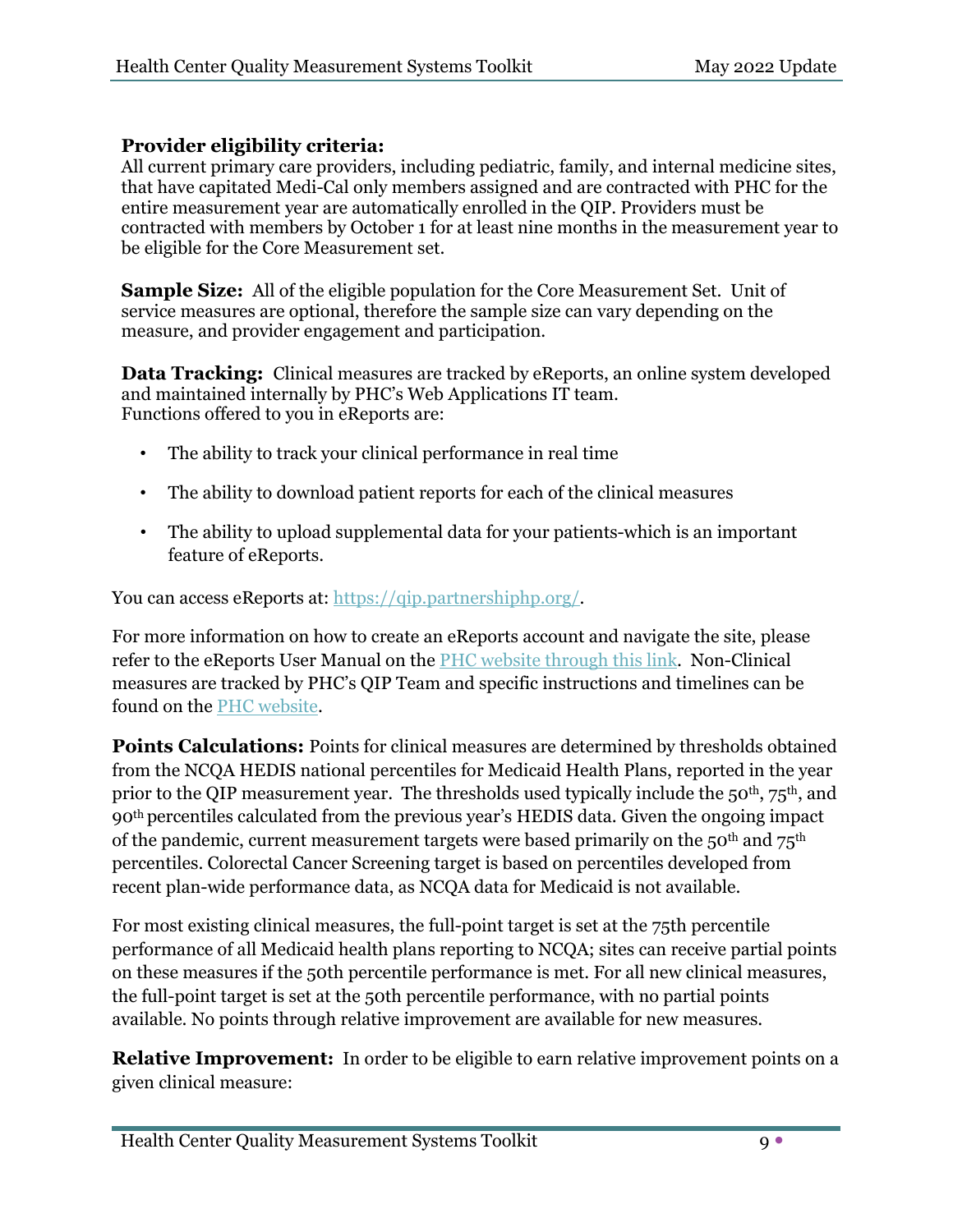**Provider eligibility criteria:**
All current primary care providers, including pediatric, family, and internal medicine sites, that have capitated Medi-Cal only members assigned and are contracted with PHC for the entire measurement year are automatically enrolled in the QIP. Providers must be contracted with members by October 1 for at least nine months in the measurement year to be eligible for the Core Measurement set.

**Sample Size:** All of the eligible population for the Core Measurement Set. Unit of service measures are optional, therefore the sample size can vary depending on the measure, and provider engagement and participation.

**Data Tracking:** Clinical measures are tracked by eReports, an online system developed and maintained internally by PHC's Web Applications IT team.
Functions offered to you in eReports are:

- The ability to track your clinical performance in real time
- The ability to download patient reports for each of the clinical measures
- The ability to upload supplemental data for your patients-which is an important feature of eReports.

You can access eReports at: [https://qip.partnershiphp.org/](https://qip.partnershiphp.org/).

For more information on how to create an eReports account and navigate the site, please refer to the eReports User Manual on the PHC website through this link. Non-Clinical measures are tracked by PHC's QIP Team and specific instructions and timelines can be found on the PHC website.

**Points Calculations:** Points for clinical measures are determined by thresholds obtained from the NCQA HEDIS national percentiles for Medicaid Health Plans, reported in the year prior to the QIP measurement year. The thresholds used typically include the 50th, 75th, and 90th percentiles calculated from the previous year's HEDIS data. Given the ongoing impact of the pandemic, current measurement targets were based primarily on the 50th and 75th percentiles. Colorectal Cancer Screening target is based on percentiles developed from recent plan-wide performance data, as NCQA data for Medicaid is not available.

For most existing clinical measures, the full-point target is set at the 75th percentile performance of all Medicaid health plans reporting to NCQA; sites can receive partial points on these measures if the 50th percentile performance is met. For all new clinical measures, the full-point target is set at the 50th percentile performance, with no partial points available. No points through relative improvement are available for new measures.

**Relative Improvement:** In order to be eligible to earn relative improvement points on a given clinical measure: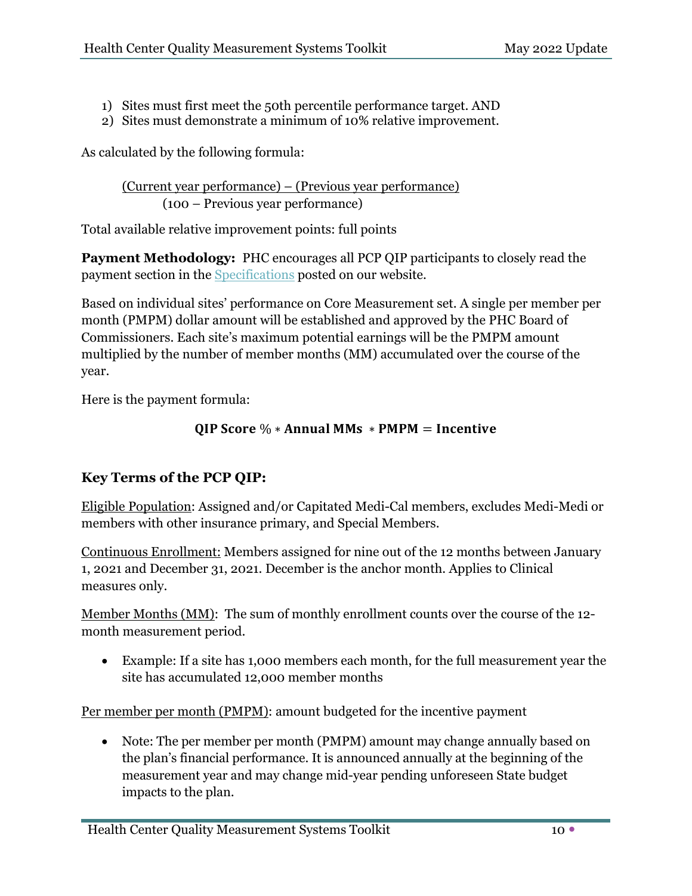1) Sites must first meet the 50th percentile performance target. AND
2) Sites must demonstrate a minimum of 10% relative improvement.

As calculated by the following formula:

$$\frac{\text{(Current year performance)} - \text{(Previous year performance)}}{\text{(100} - \text{Previous year performance)}}$$

Total available relative improvement points: full points

**Payment Methodology:** PHC encourages all PCP QIP participants to closely read the payment section in the Specifications posted on our website.

Based on individual sites' performance on Core Measurement set. A single per member per month (PMPM) dollar amount will be established and approved by the PHC Board of Commissioners. Each site's maximum potential earnings will be the PMPM amount multiplied by the number of member months (MM) accumulated over the course of the year.

Here is the payment formula:

$$\textbf{QIP Score}\ \% * \textbf{Annual MMs} * \textbf{PMPM} = \textbf{Incentive}$$

## Key Terms of the PCP QIP:

Eligible Population: Assigned and/or Capitated Medi-Cal members, excludes Medi-Medi or members with other insurance primary, and Special Members.

Continuous Enrollment: Members assigned for nine out of the 12 months between January 1, 2021 and December 31, 2021. December is the anchor month. Applies to Clinical measures only.

Member Months (MM): The sum of monthly enrollment counts over the course of the 12-month measurement period.

- Example: If a site has 1,000 members each month, for the full measurement year the site has accumulated 12,000 member months

Per member per month (PMPM): amount budgeted for the incentive payment

- Note: The per member per month (PMPM) amount may change annually based on the plan's financial performance. It is announced annually at the beginning of the measurement year and may change mid-year pending unforeseen State budget impacts to the plan.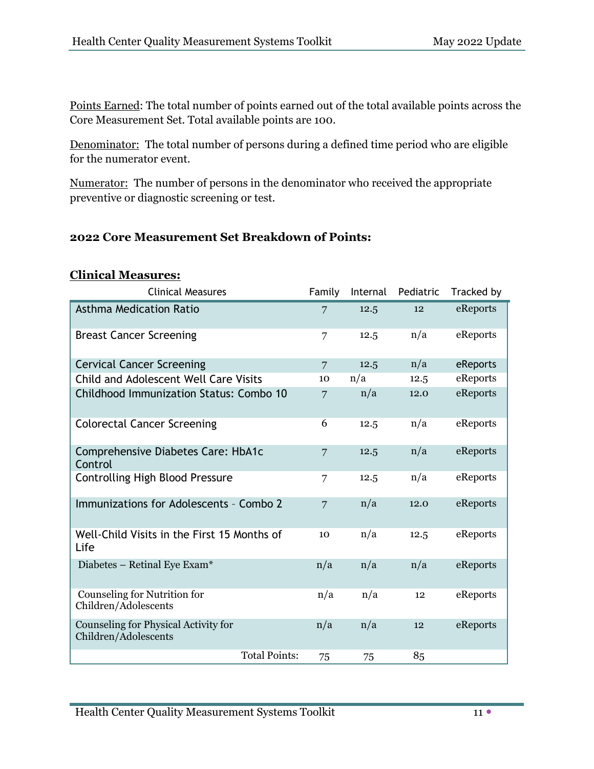Points Earned: The total number of points earned out of the total available points across the Core Measurement Set. Total available points are 100.

Denominator: The total number of persons during a defined time period who are eligible for the numerator event.

Numerator: The number of persons in the denominator who received the appropriate preventive or diagnostic screening or test.

**2022 Core Measurement Set Breakdown of Points:**

**Clinical Measures:**

| Clinical Measures | Family | Internal | Pediatric | Tracked by |
|---|---|---|---|---|
| Asthma Medication Ratio | 7 | 12.5 | 12 | eReports |
| Breast Cancer Screening | 7 | 12.5 | n/a | eReports |
| Cervical Cancer Screening | 7 | 12.5 | n/a | eReports |
| Child and Adolescent Well Care Visits | 10 | n/a | 12.5 | eReports |
| Childhood Immunization Status: Combo 10 | 7 | n/a | 12.0 | eReports |
| Colorectal Cancer Screening | 6 | 12.5 | n/a | eReports |
| Comprehensive Diabetes Care: HbA1c Control | 7 | 12.5 | n/a | eReports |
| Controlling High Blood Pressure | 7 | 12.5 | n/a | eReports |
| Immunizations for Adolescents – Combo 2 | 7 | n/a | 12.0 | eReports |
| Well-Child Visits in the First 15 Months of Life | 10 | n/a | 12.5 | eReports |
| Diabetes – Retinal Eye Exam* | n/a | n/a | n/a | eReports |
| Counseling for Nutrition for Children/Adolescents | n/a | n/a | 12 | eReports |
| Counseling for Physical Activity for Children/Adolescents | n/a | n/a | 12 | eReports |
| Total Points: | 75 | 75 | 85 | |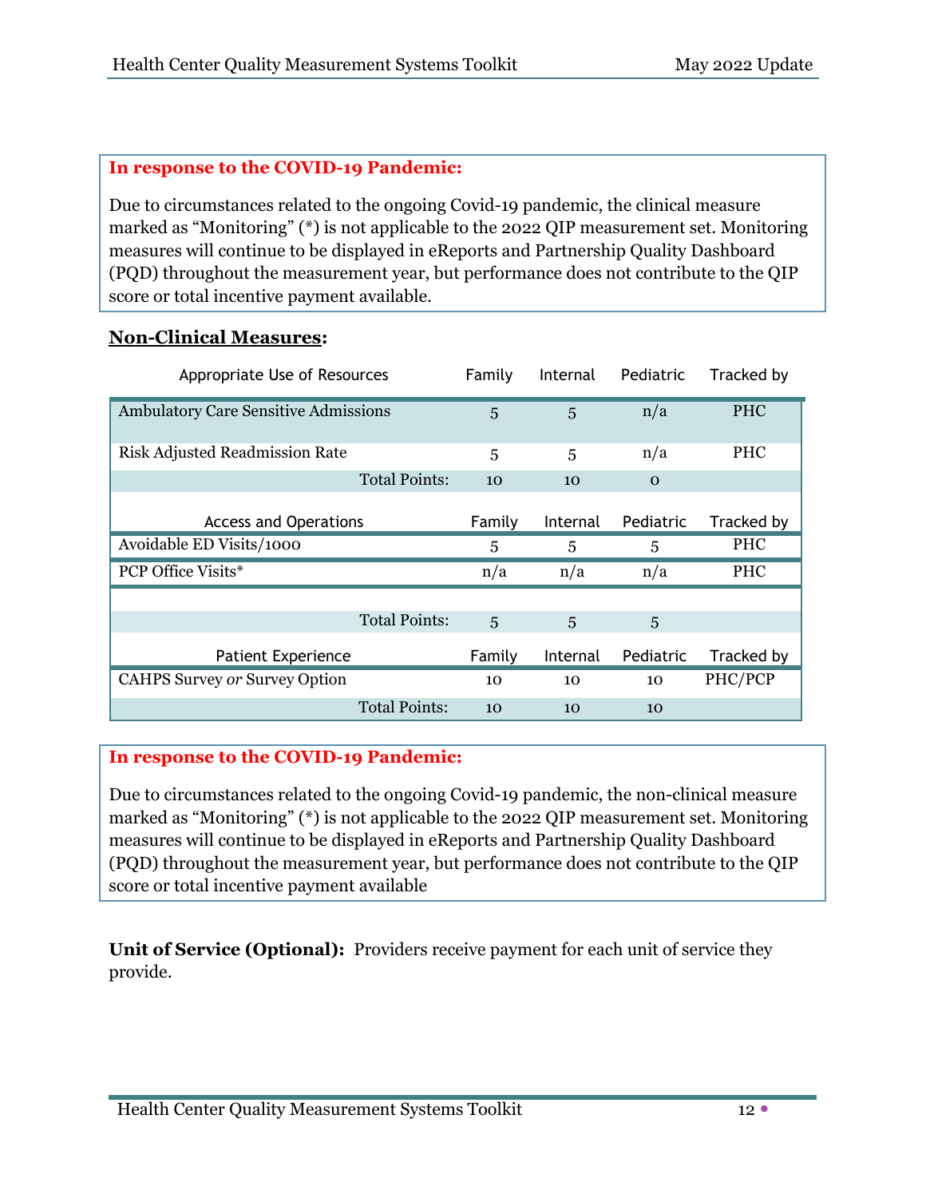**In response to the COVID-19 Pandemic:**

Due to circumstances related to the ongoing Covid-19 pandemic, the clinical measure marked as "Monitoring" (*) is not applicable to the 2022 QIP measurement set. Monitoring measures will continue to be displayed in eReports and Partnership Quality Dashboard (PQD) throughout the measurement year, but performance does not contribute to the QIP score or total incentive payment available.

## Non-Clinical Measures:

| Appropriate Use of Resources | Family | Internal | Pediatric | Tracked by |
|---|---|---|---|---|
| Ambulatory Care Sensitive Admissions | 5 | 5 | n/a | PHC |
| Risk Adjusted Readmission Rate | 5 | 5 | n/a | PHC |
| Total Points: | 10 | 10 | 0 | |

| Access and Operations | Family | Internal | Pediatric | Tracked by |
|---|---|---|---|---|
| Avoidable ED Visits/1000 | 5 | 5 | 5 | PHC |
| PCP Office Visits* | n/a | n/a | n/a | PHC |
| Total Points: | 5 | 5 | 5 | |

| Patient Experience | Family | Internal | Pediatric | Tracked by |
|---|---|---|---|---|
| CAHPS Survey *or* Survey Option | 10 | 10 | 10 | PHC/PCP |
| Total Points: | 10 | 10 | 10 | |

**In response to the COVID-19 Pandemic:**

Due to circumstances related to the ongoing Covid-19 pandemic, the non-clinical measure marked as "Monitoring" (*) is not applicable to the 2022 QIP measurement set. Monitoring measures will continue to be displayed in eReports and Partnership Quality Dashboard (PQD) throughout the measurement year, but performance does not contribute to the QIP score or total incentive payment available

**Unit of Service (Optional):** Providers receive payment for each unit of service they provide.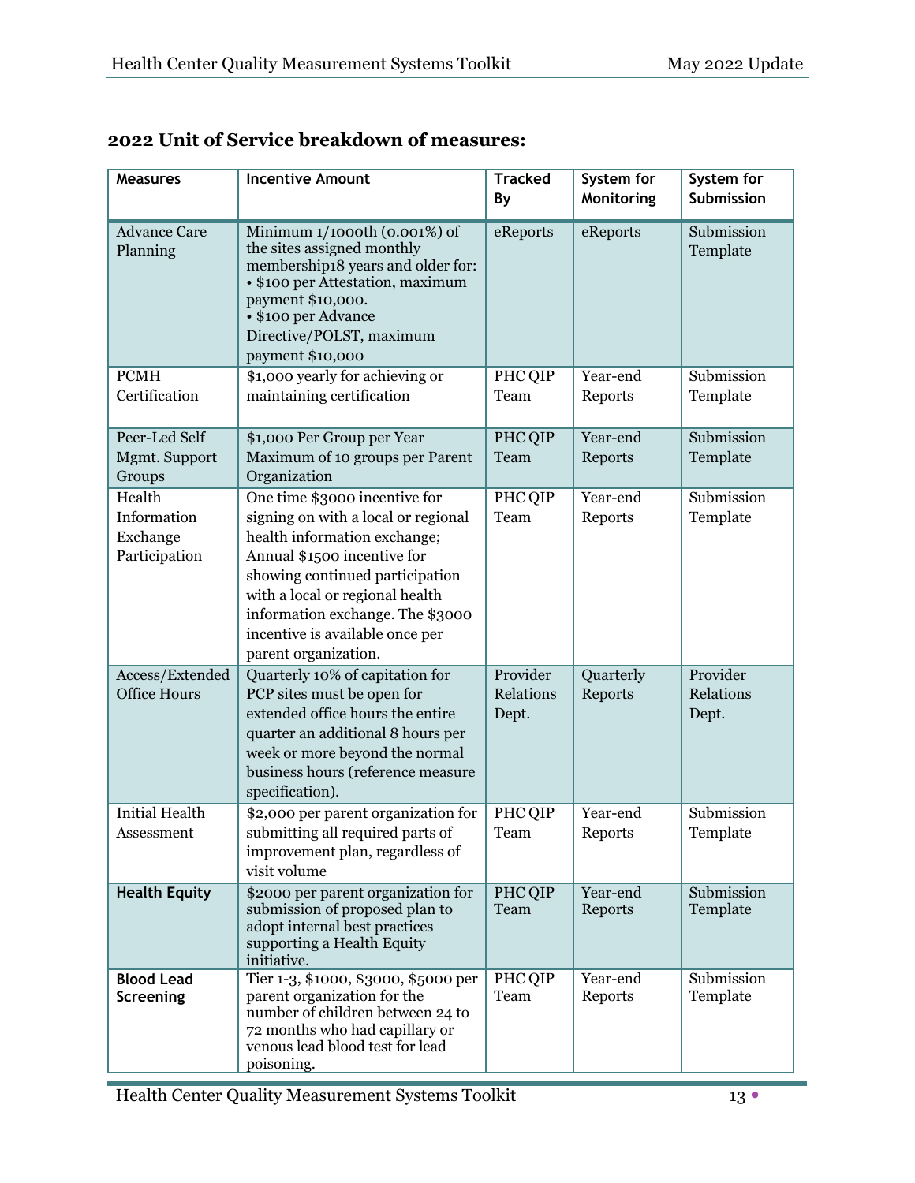## 2022 Unit of Service breakdown of measures:

| Measures | Incentive Amount | Tracked By | System for Monitoring | System for Submission |
|---|---|---|---|---|
| Advance Care Planning | Minimum 1/1000th (0.001%) of the sites assigned monthly membership18 years and older for:<br>• $100 per Attestation, maximum payment $10,000.<br>• $100 per Advance Directive/POLST, maximum payment $10,000 | eReports | eReports | Submission Template |
| PCMH Certification | $1,000 yearly for achieving or maintaining certification | PHC QIP Team | Year-end Reports | Submission Template |
| Peer-Led Self Mgmt. Support Groups | $1,000 Per Group per Year Maximum of 10 groups per Parent Organization | PHC QIP Team | Year-end Reports | Submission Template |
| Health Information Exchange Participation | One time $3000 incentive for signing on with a local or regional health information exchange; Annual $1500 incentive for showing continued participation with a local or regional health information exchange. The $3000 incentive is available once per parent organization. | PHC QIP Team | Year-end Reports | Submission Template |
| Access/Extended Office Hours | Quarterly 10% of capitation for PCP sites must be open for extended office hours the entire quarter an additional 8 hours per week or more beyond the normal business hours (reference measure specification). | Provider Relations Dept. | Quarterly Reports | Provider Relations Dept. |
| Initial Health Assessment | $2,000 per parent organization for submitting all required parts of improvement plan, regardless of visit volume | PHC QIP Team | Year-end Reports | Submission Template |
| **Health Equity** | $2000 per parent organization for submission of proposed plan to adopt internal best practices supporting a Health Equity initiative. | PHC QIP Team | Year-end Reports | Submission Template |
| **Blood Lead Screening** | Tier 1-3, $1000, $3000, $5000 per parent organization for the number of children between 24 to 72 months who had capillary or venous lead blood test for lead poisoning. | PHC QIP Team | Year-end Reports | Submission Template |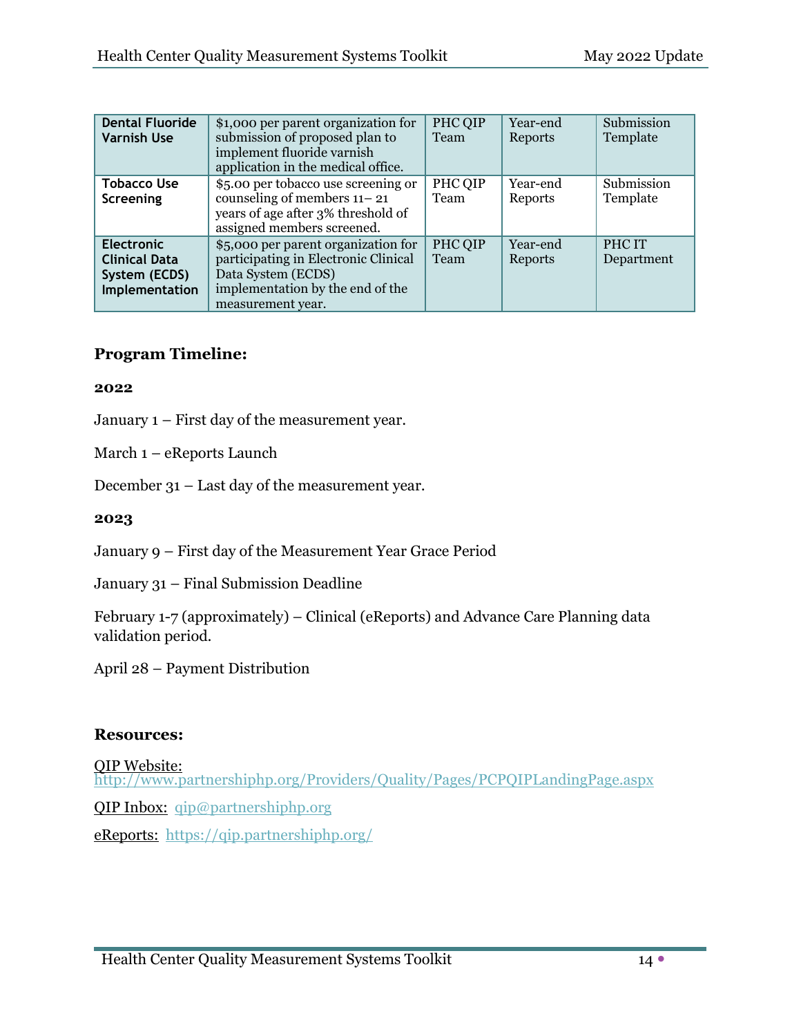| Dental Fluoride Varnish Use | $1,000 per parent organization for submission of proposed plan to implement fluoride varnish application in the medical office. | PHC QIP Team | Year-end Reports | Submission Template |
|---|---|---|---|---|
| Tobacco Use Screening | $5.00 per tobacco use screening or counseling of members 11– 21 years of age after 3% threshold of assigned members screened. | PHC QIP Team | Year-end Reports | Submission Template |
| Electronic Clinical Data System (ECDS) Implementation | $5,000 per parent organization for participating in Electronic Clinical Data System (ECDS) implementation by the end of the measurement year. | PHC QIP Team | Year-end Reports | PHC IT Department |

## Program Timeline:

**2022**

January 1 – First day of the measurement year.

March 1 – eReports Launch

December 31 – Last day of the measurement year.

**2023**

January 9 – First day of the Measurement Year Grace Period

January 31 – Final Submission Deadline

February 1-7 (approximately) – Clinical (eReports) and Advance Care Planning data validation period.

April 28 – Payment Distribution

## Resources:

QIP Website: http://www.partnershiphp.org/Providers/Quality/Pages/PCPQIPLandingPage.aspx

QIP Inbox: qip@partnershiphp.org

eReports: https://qip.partnershiphp.org/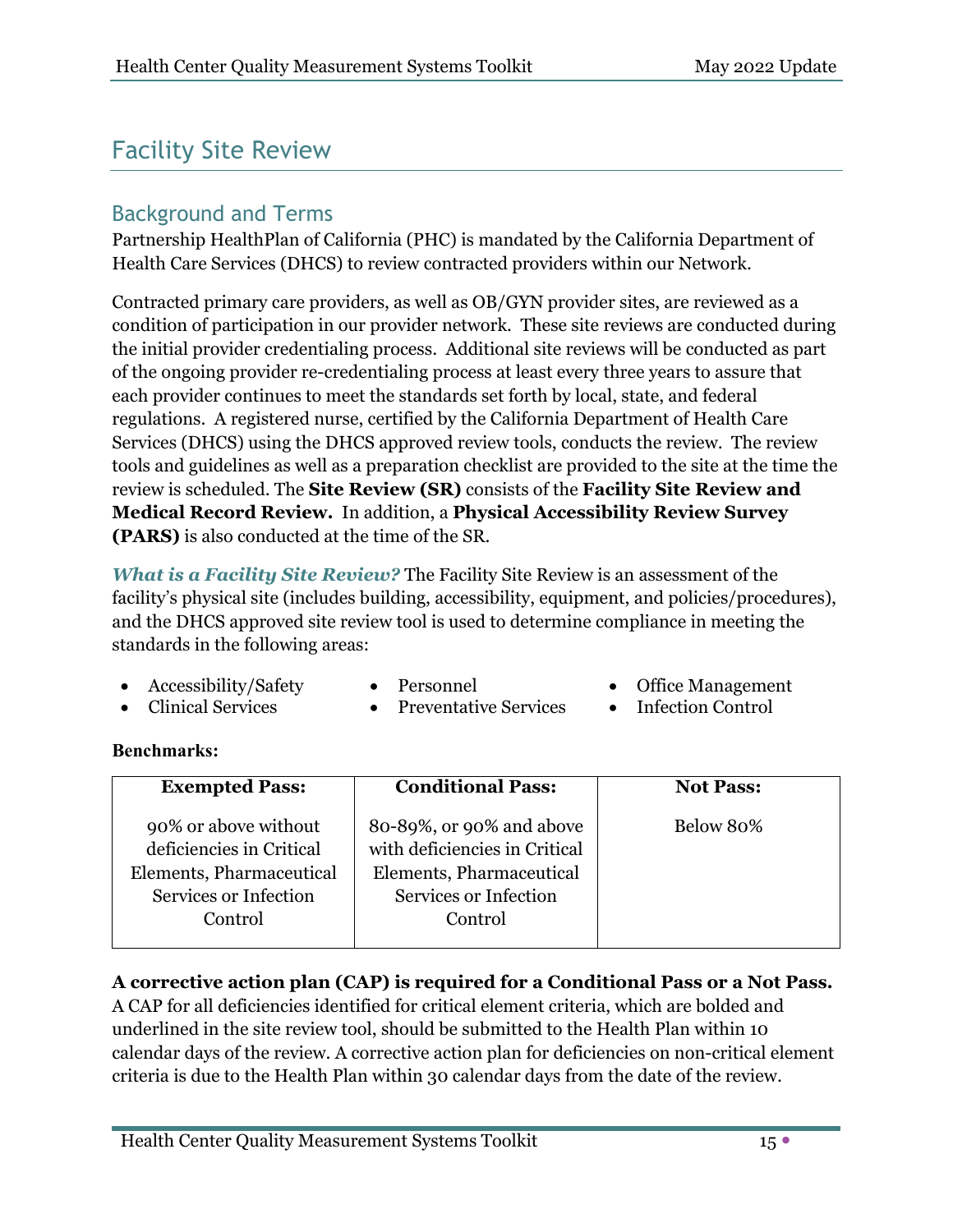# Facility Site Review

## Background and Terms

Partnership HealthPlan of California (PHC) is mandated by the California Department of Health Care Services (DHCS) to review contracted providers within our Network.

Contracted primary care providers, as well as OB/GYN provider sites, are reviewed as a condition of participation in our provider network. These site reviews are conducted during the initial provider credentialing process. Additional site reviews will be conducted as part of the ongoing provider re-credentialing process at least every three years to assure that each provider continues to meet the standards set forth by local, state, and federal regulations. A registered nurse, certified by the California Department of Health Care Services (DHCS) using the DHCS approved review tools, conducts the review. The review tools and guidelines as well as a preparation checklist are provided to the site at the time the review is scheduled. The **Site Review (SR)** consists of the **Facility Site Review and Medical Record Review.** In addition, a **Physical Accessibility Review Survey (PARS)** is also conducted at the time of the SR.

***What is a Facility Site Review?*** The Facility Site Review is an assessment of the facility's physical site (includes building, accessibility, equipment, and policies/procedures), and the DHCS approved site review tool is used to determine compliance in meeting the standards in the following areas:

- Accessibility/Safety
- Clinical Services
- Personnel
- Preventative Services
- Office Management
- Infection Control

**Benchmarks:**

| Exempted Pass: | Conditional Pass: | Not Pass: |
|---|---|---|
| 90% or above without deficiencies in Critical Elements, Pharmaceutical Services or Infection Control | 80-89%, or 90% and above with deficiencies in Critical Elements, Pharmaceutical Services or Infection Control | Below 80% |

**A corrective action plan (CAP) is required for a Conditional Pass or a Not Pass.** A CAP for all deficiencies identified for critical element criteria, which are bolded and underlined in the site review tool, should be submitted to the Health Plan within 10 calendar days of the review. A corrective action plan for deficiencies on non-critical element criteria is due to the Health Plan within 30 calendar days from the date of the review.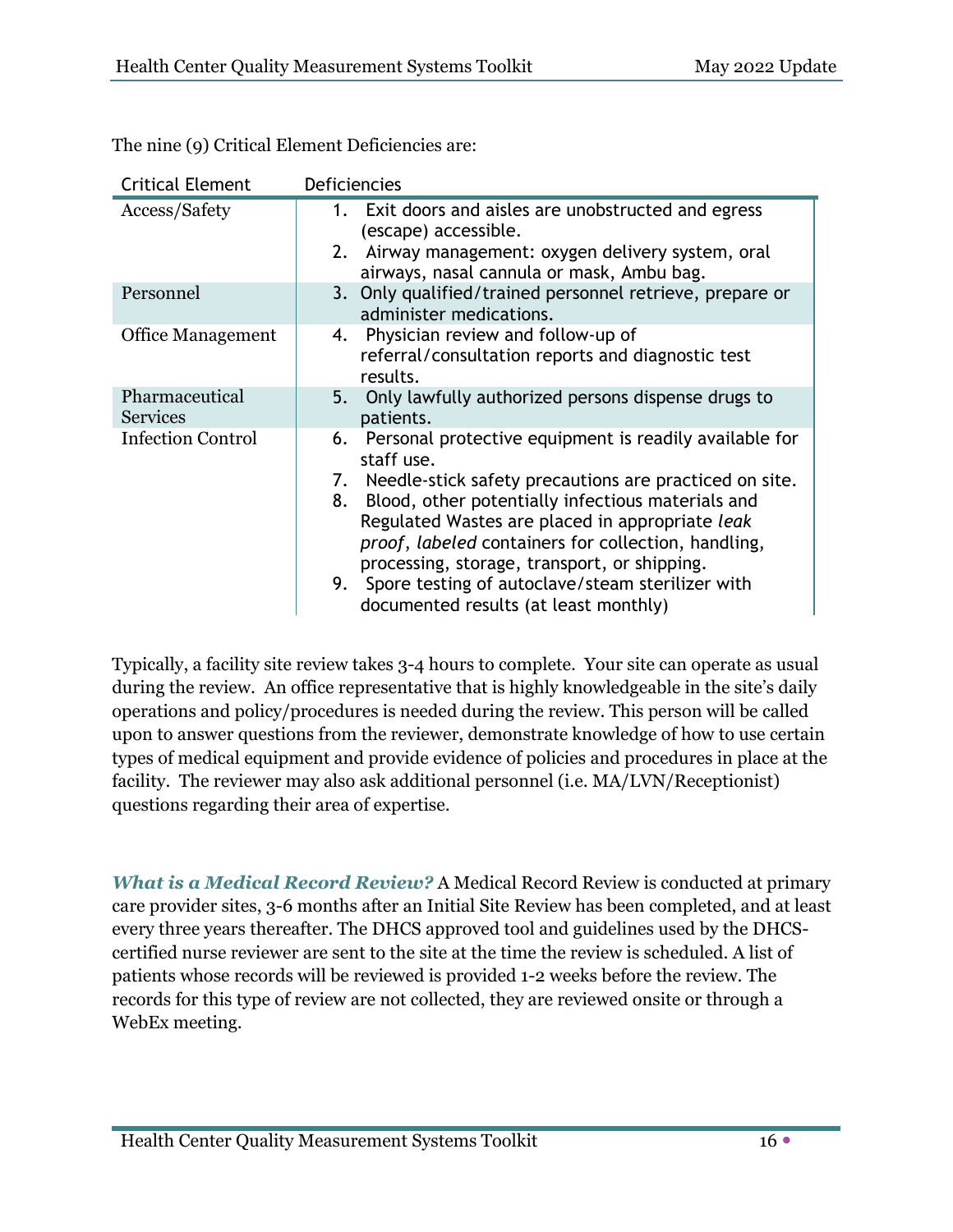The nine (9) Critical Element Deficiencies are:

| Critical Element | Deficiencies |
|---|---|
| Access/Safety | 1. Exit doors and aisles are unobstructed and egress (escape) accessible.<br>2. Airway management: oxygen delivery system, oral airways, nasal cannula or mask, Ambu bag. |
| Personnel | 3. Only qualified/trained personnel retrieve, prepare or administer medications. |
| Office Management | 4. Physician review and follow-up of referral/consultation reports and diagnostic test results. |
| Pharmaceutical Services | 5. Only lawfully authorized persons dispense drugs to patients. |
| Infection Control | 6. Personal protective equipment is readily available for staff use.<br>7. Needle-stick safety precautions are practiced on site.<br>8. Blood, other potentially infectious materials and Regulated Wastes are placed in appropriate *leak proof*, *labeled* containers for collection, handling, processing, storage, transport, or shipping.<br>9. Spore testing of autoclave/steam sterilizer with documented results (at least monthly) |

Typically, a facility site review takes 3-4 hours to complete. Your site can operate as usual during the review. An office representative that is highly knowledgeable in the site's daily operations and policy/procedures is needed during the review. This person will be called upon to answer questions from the reviewer, demonstrate knowledge of how to use certain types of medical equipment and provide evidence of policies and procedures in place at the facility. The reviewer may also ask additional personnel (i.e. MA/LVN/Receptionist) questions regarding their area of expertise.

***What is a Medical Record Review?*** A Medical Record Review is conducted at primary care provider sites, 3-6 months after an Initial Site Review has been completed, and at least every three years thereafter. The DHCS approved tool and guidelines used by the DHCS-certified nurse reviewer are sent to the site at the time the review is scheduled. A list of patients whose records will be reviewed is provided 1-2 weeks before the review. The records for this type of review are not collected, they are reviewed onsite or through a WebEx meeting.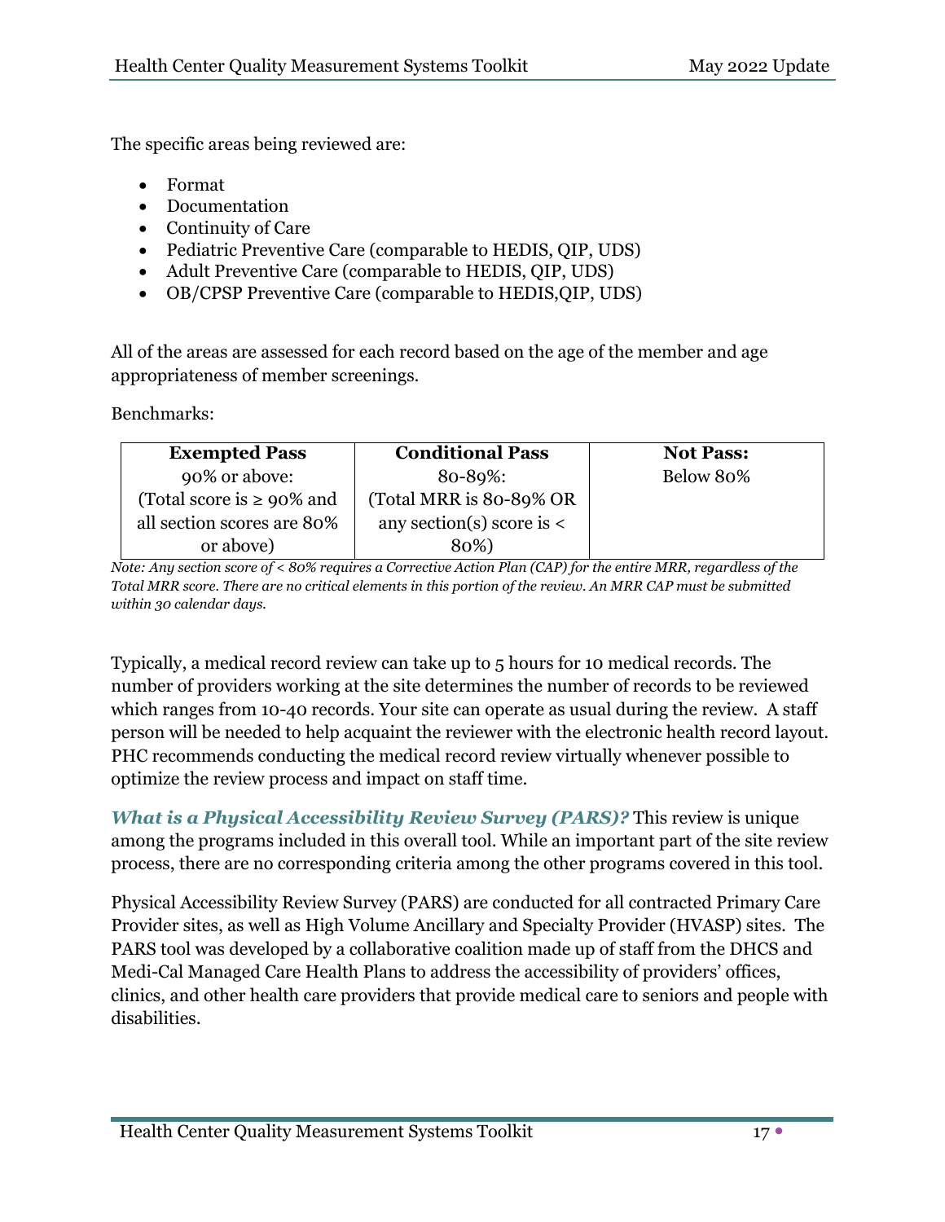The specific areas being reviewed are:

- Format
- Documentation
- Continuity of Care
- Pediatric Preventive Care (comparable to HEDIS, QIP, UDS)
- Adult Preventive Care (comparable to HEDIS, QIP, UDS)
- OB/CPSP Preventive Care (comparable to HEDIS,QIP, UDS)

All of the areas are assessed for each record based on the age of the member and age appropriateness of member screenings.

Benchmarks:

| **Exempted Pass** | **Conditional Pass** | **Not Pass:** |
|---|---|---|
| 90% or above: (Total score is ≥ 90% and all section scores are 80% or above) | 80-89%: (Total MRR is 80-89% OR any section(s) score is < 80%) | Below 80% |

*Note: Any section score of < 80% requires a Corrective Action Plan (CAP) for the entire MRR, regardless of the Total MRR score. There are no critical elements in this portion of the review. An MRR CAP must be submitted within 30 calendar days.*

Typically, a medical record review can take up to 5 hours for 10 medical records. The number of providers working at the site determines the number of records to be reviewed which ranges from 10-40 records. Your site can operate as usual during the review. A staff person will be needed to help acquaint the reviewer with the electronic health record layout. PHC recommends conducting the medical record review virtually whenever possible to optimize the review process and impact on staff time.

***What is a Physical Accessibility Review Survey (PARS)?*** This review is unique among the programs included in this overall tool. While an important part of the site review process, there are no corresponding criteria among the other programs covered in this tool.

Physical Accessibility Review Survey (PARS) are conducted for all contracted Primary Care Provider sites, as well as High Volume Ancillary and Specialty Provider (HVASP) sites. The PARS tool was developed by a collaborative coalition made up of staff from the DHCS and Medi-Cal Managed Care Health Plans to address the accessibility of providers' offices, clinics, and other health care providers that provide medical care to seniors and people with disabilities.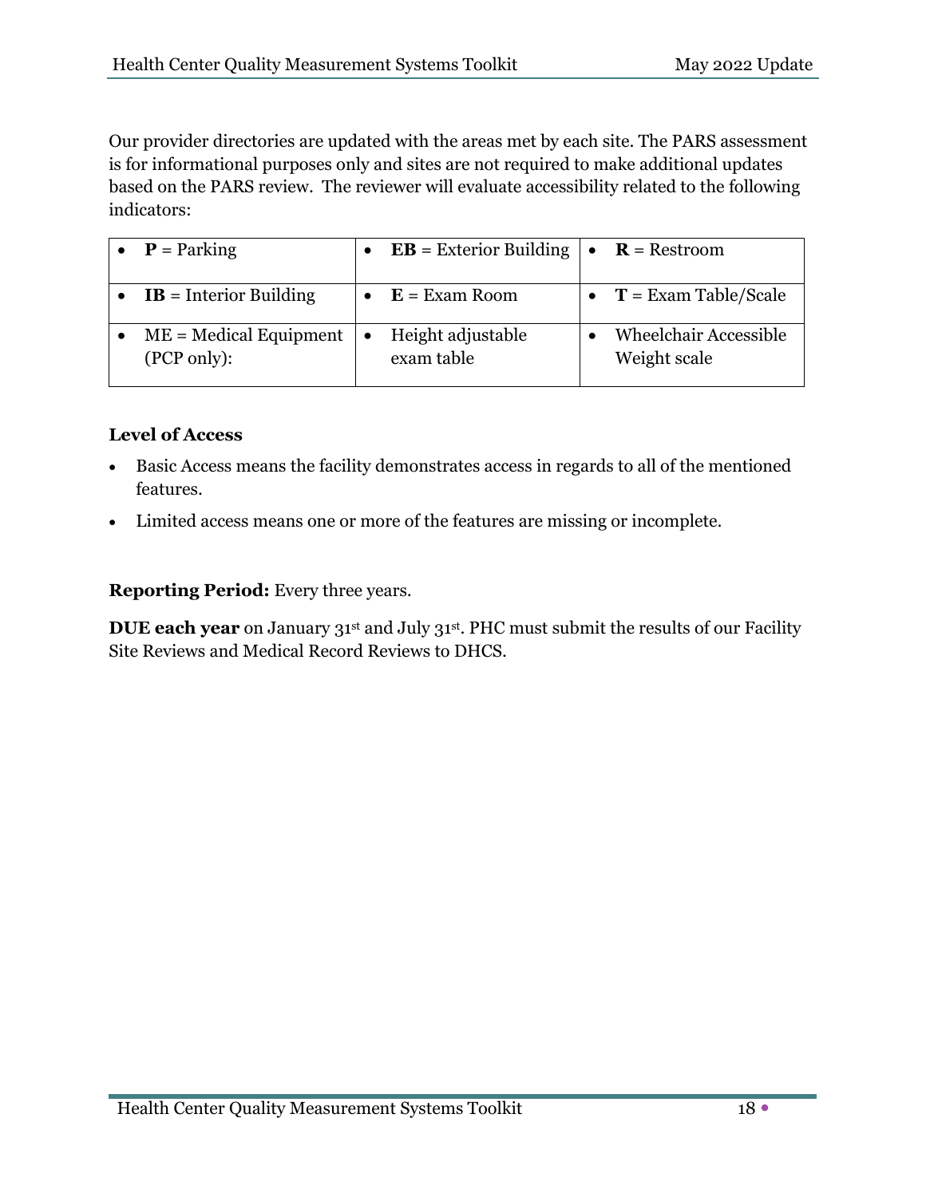Our provider directories are updated with the areas met by each site. The PARS assessment is for informational purposes only and sites are not required to make additional updates based on the PARS review. The reviewer will evaluate accessibility related to the following indicators:

| | | |
|---|---|---|
| • **P** = Parking | • **EB** = Exterior Building | • **R** = Restroom |
| • **IB** = Interior Building | • **E** = Exam Room | • **T** = Exam Table/Scale |
| • ME = Medical Equipment (PCP only): | • Height adjustable exam table | • Wheelchair Accessible Weight scale |

**Level of Access**

- Basic Access means the facility demonstrates access in regards to all of the mentioned features.
- Limited access means one or more of the features are missing or incomplete.

**Reporting Period:** Every three years.

**DUE each year** on January 31st and July 31st. PHC must submit the results of our Facility Site Reviews and Medical Record Reviews to DHCS.